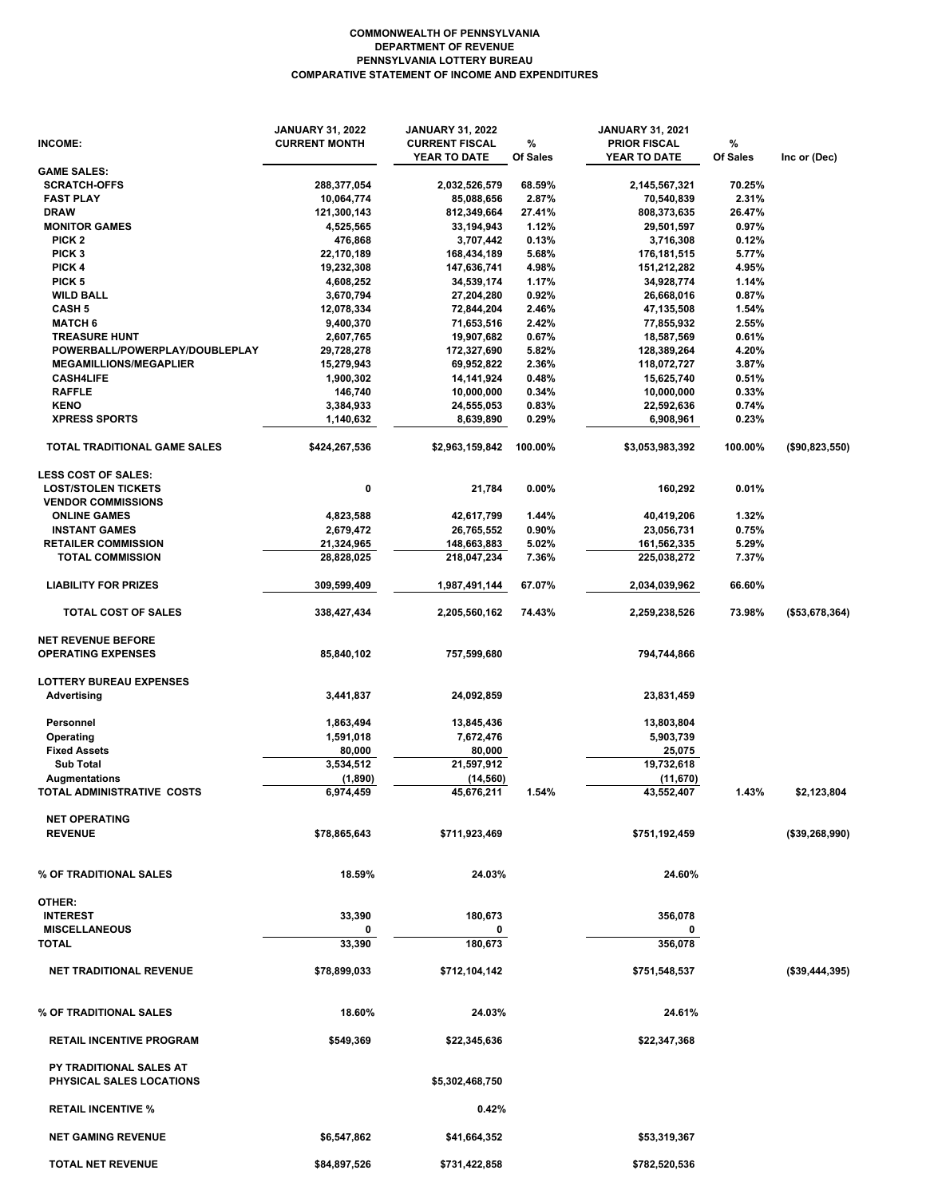# COMMONWEALTH OF PENNSYLVANIA
## DEPARTMENT OF REVENUE
## PENNSYLVANIA LOTTERY BUREAU
## COMPARATIVE STATEMENT OF INCOME AND EXPENDITURES

| INCOME: | JANUARY 31, 2022 CURRENT MONTH | JANUARY 31, 2022 CURRENT FISCAL YEAR TO DATE | % Of Sales | JANUARY 31, 2021 PRIOR FISCAL YEAR TO DATE | % Of Sales | Inc or (Dec) |
|---|---|---|---|---|---|---|
| **GAME SALES:** | | | | | | |
| SCRATCH-OFFS | 288,377,054 | 2,032,526,579 | 68.59% | 2,145,567,321 | 70.25% | |
| FAST PLAY | 10,064,774 | 85,088,656 | 2.87% | 70,540,839 | 2.31% | |
| DRAW | 121,300,143 | 812,349,664 | 27.41% | 808,373,635 | 26.47% | |
| MONITOR GAMES | 4,525,565 | 33,194,943 | 1.12% | 29,501,597 | 0.97% | |
| PICK 2 | 476,868 | 3,707,442 | 0.13% | 3,716,308 | 0.12% | |
| PICK 3 | 22,170,189 | 168,434,189 | 5.68% | 176,181,515 | 5.77% | |
| PICK 4 | 19,232,308 | 147,636,741 | 4.98% | 151,212,282 | 4.95% | |
| PICK 5 | 4,608,252 | 34,539,174 | 1.17% | 34,928,774 | 1.14% | |
| WILD BALL | 3,670,794 | 27,204,280 | 0.92% | 26,668,016 | 0.87% | |
| CASH 5 | 12,078,334 | 72,844,204 | 2.46% | 47,135,508 | 1.54% | |
| MATCH 6 | 9,400,370 | 71,653,516 | 2.42% | 77,855,932 | 2.55% | |
| TREASURE HUNT | 2,607,765 | 19,907,682 | 0.67% | 18,587,569 | 0.61% | |
| POWERBALL/POWERPLAY/DOUBLEPLAY | 29,728,278 | 172,327,690 | 5.82% | 128,389,264 | 4.20% | |
| MEGAMILLIONS/MEGAPLIER | 15,279,943 | 69,952,822 | 2.36% | 118,072,727 | 3.87% | |
| CASH4LIFE | 1,900,302 | 14,141,924 | 0.48% | 15,625,740 | 0.51% | |
| RAFFLE | 146,740 | 10,000,000 | 0.34% | 10,000,000 | 0.33% | |
| KENO | 3,384,933 | 24,555,053 | 0.83% | 22,592,636 | 0.74% | |
| XPRESS SPORTS | 1,140,632 | 8,639,890 | 0.29% | 6,908,961 | 0.23% | |
| **TOTAL TRADITIONAL GAME SALES** | $424,267,536 | $2,963,159,842 | 100.00% | $3,053,983,392 | 100.00% | ($90,823,550) |
| **LESS COST OF SALES:** | | | | | | |
| LOST/STOLEN TICKETS | 0 | 21,784 | 0.00% | 160,292 | 0.01% | |
| VENDOR COMMISSIONS | | | | | | |
| ONLINE GAMES | 4,823,588 | 42,617,799 | 1.44% | 40,419,206 | 1.32% | |
| INSTANT GAMES | 2,679,472 | 26,765,552 | 0.90% | 23,056,731 | 0.75% | |
| RETAILER COMMISSION | 21,324,965 | 148,663,883 | 5.02% | 161,562,335 | 5.29% | |
| TOTAL COMMISSION | 28,828,025 | 218,047,234 | 7.36% | 225,038,272 | 7.37% | |
| LIABILITY FOR PRIZES | 309,599,409 | 1,987,491,144 | 67.07% | 2,034,039,962 | 66.60% | |
| **TOTAL COST OF SALES** | 338,427,434 | 2,205,560,162 | 74.43% | 2,259,238,526 | 73.98% | ($53,678,364) |
| **NET REVENUE BEFORE OPERATING EXPENSES** | 85,840,102 | 757,599,680 | | 794,744,866 | | |
| **LOTTERY BUREAU EXPENSES** | | | | | | |
| Advertising | 3,441,837 | 24,092,859 | | 23,831,459 | | |
| Personnel | 1,863,494 | 13,845,436 | | 13,803,804 | | |
| Operating | 1,591,018 | 7,672,476 | | 5,903,739 | | |
| Fixed Assets | 80,000 | 80,000 | | 25,075 | | |
| Sub Total | 3,534,512 | 21,597,912 | | 19,732,618 | | |
| Augmentations | (1,890) | (14,560) | | (11,670) | | |
| **TOTAL ADMINISTRATIVE COSTS** | 6,974,459 | 45,676,211 | 1.54% | 43,552,407 | 1.43% | $2,123,804 |
| **NET OPERATING REVENUE** | $78,865,643 | $711,923,469 | | $751,192,459 | | ($39,268,990) |
| **% OF TRADITIONAL SALES** | 18.59% | 24.03% | | 24.60% | | |
| **OTHER:** | | | | | | |
| INTEREST | 33,390 | 180,673 | | 356,078 | | |
| MISCELLANEOUS | 0 | 0 | | 0 | | |
| **TOTAL** | 33,390 | 180,673 | | 356,078 | | |
| **NET TRADITIONAL REVENUE** | $78,899,033 | $712,104,142 | | $751,548,537 | | ($39,444,395) |
| **% OF TRADITIONAL SALES** | 18.60% | 24.03% | | 24.61% | | |
| **RETAIL INCENTIVE PROGRAM** | $549,369 | $22,345,636 | | $22,347,368 | | |
| **PY TRADITIONAL SALES AT PHYSICAL SALES LOCATIONS** | | $5,302,468,750 | | | | |
| **RETAIL INCENTIVE %** | | 0.42% | | | | |
| **NET GAMING REVENUE** | $6,547,862 | $41,664,352 | | $53,319,367 | | |
| **TOTAL NET REVENUE** | $84,897,526 | $731,422,858 | | $782,520,536 | | |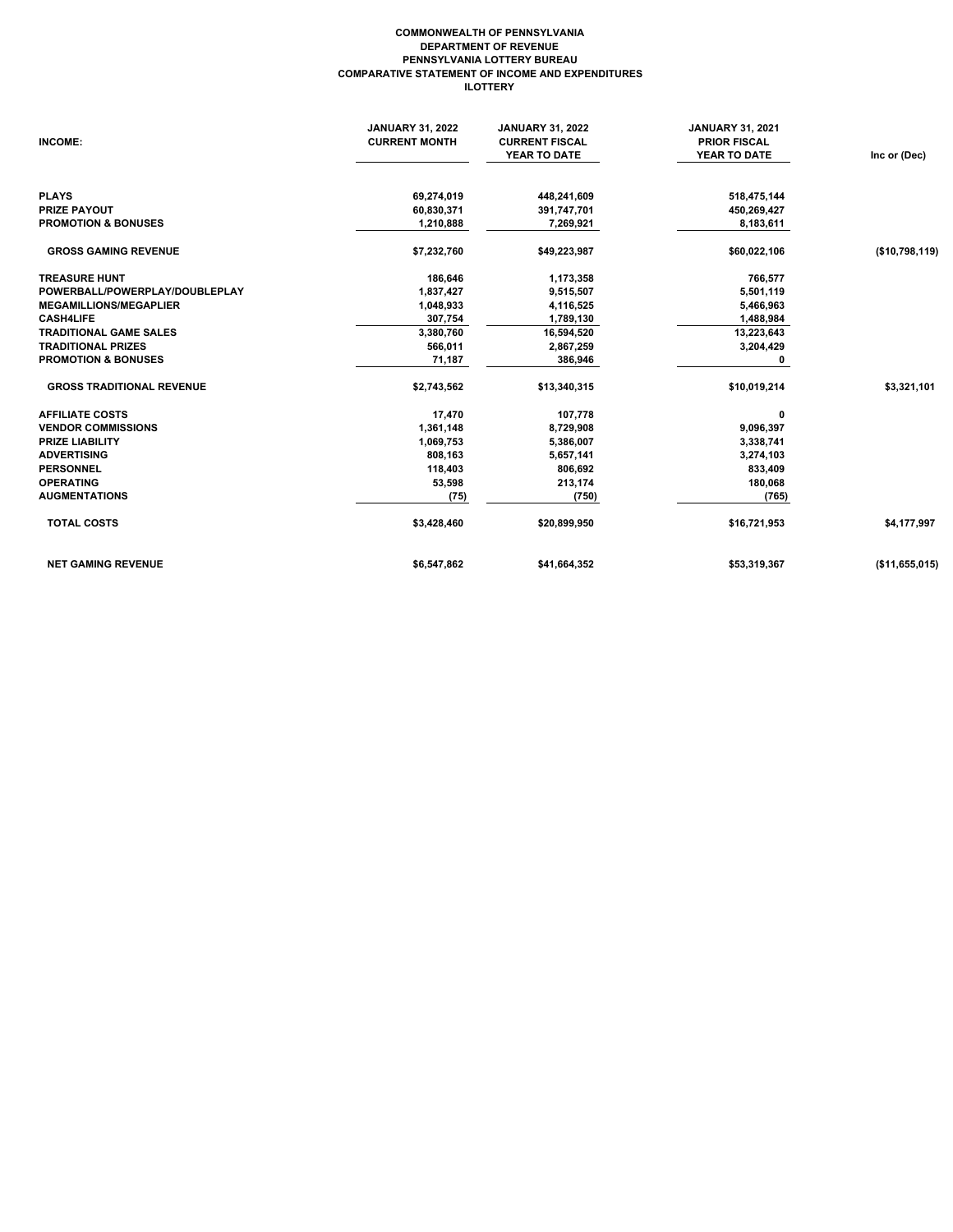**COMMONWEALTH OF PENNSYLVANIA**
**DEPARTMENT OF REVENUE**
**PENNSYLVANIA LOTTERY BUREAU**
**COMPARATIVE STATEMENT OF INCOME AND EXPENDITURES**
**ILOTTERY**

| INCOME: | JANUARY 31, 2022 CURRENT MONTH | JANUARY 31, 2022 CURRENT FISCAL YEAR TO DATE | JANUARY 31, 2021 PRIOR FISCAL YEAR TO DATE | Inc or (Dec) |
|---|---|---|---|---|
| PLAYS | 69,274,019 | 448,241,609 | 518,475,144 | |
| PRIZE PAYOUT | 60,830,371 | 391,747,701 | 450,269,427 | |
| PROMOTION & BONUSES | 1,210,888 | 7,269,921 | 8,183,611 | |
| GROSS GAMING REVENUE | $7,232,760 | $49,223,987 | $60,022,106 | ($10,798,119) |
| TREASURE HUNT | 186,646 | 1,173,358 | 766,577 | |
| POWERBALL/POWERPLAY/DOUBLEPLAY | 1,837,427 | 9,515,507 | 5,501,119 | |
| MEGAMILLIONS/MEGAPLIER | 1,048,933 | 4,116,525 | 5,466,963 | |
| CASH4LIFE | 307,754 | 1,789,130 | 1,488,984 | |
| TRADITIONAL GAME SALES | 3,380,760 | 16,594,520 | 13,223,643 | |
| TRADITIONAL PRIZES | 566,011 | 2,867,259 | 3,204,429 | |
| PROMOTION & BONUSES | 71,187 | 386,946 | 0 | |
| GROSS TRADITIONAL REVENUE | $2,743,562 | $13,340,315 | $10,019,214 | $3,321,101 |
| AFFILIATE COSTS | 17,470 | 107,778 | 0 | |
| VENDOR COMMISSIONS | 1,361,148 | 8,729,908 | 9,096,397 | |
| PRIZE LIABILITY | 1,069,753 | 5,386,007 | 3,338,741 | |
| ADVERTISING | 808,163 | 5,657,141 | 3,274,103 | |
| PERSONNEL | 118,403 | 806,692 | 833,409 | |
| OPERATING | 53,598 | 213,174 | 180,068 | |
| AUGMENTATIONS | (75) | (750) | (765) | |
| TOTAL COSTS | $3,428,460 | $20,899,950 | $16,721,953 | $4,177,997 |
| NET GAMING REVENUE | $6,547,862 | $41,664,352 | $53,319,367 | ($11,655,015) |